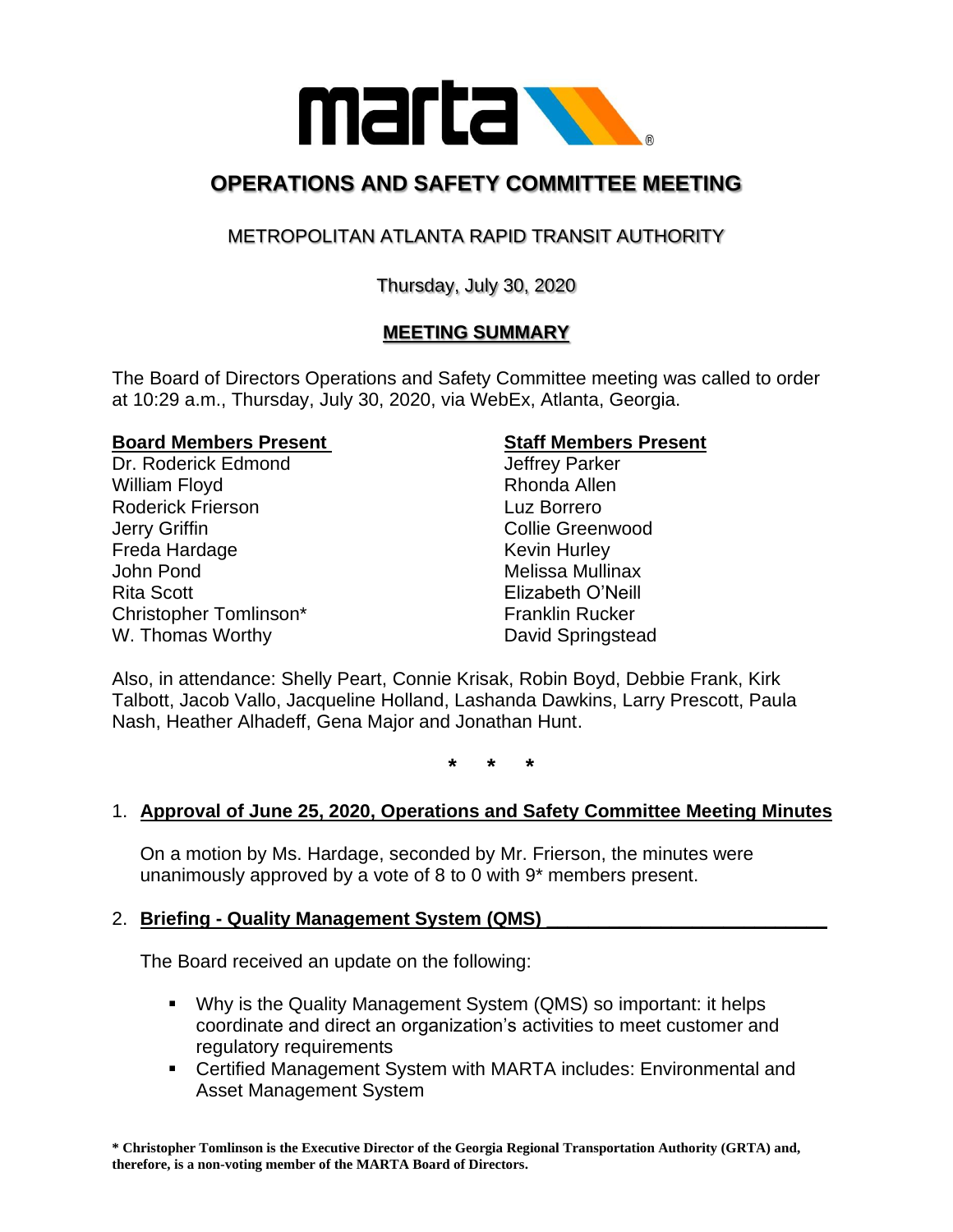# OPERATIONS AND SAFETY COMMITTEE MEETING

## METROPOLITAN ATLANTA RAPID TRANSIT AUTHORITY

Thursday, July 30, 2020

## MEETING SUMMARY

The Board of Directors Operations and Safety Committee meeting was called to order at 10:29 a.m., Thursday, July 30, 2020, via WebEx, Atlanta, Georgia.

**Board Members Present**

Dr. Roderick Edmond
William Floyd
Roderick Frierson
Jerry Griffin
Freda Hardage
John Pond
Rita Scott
Christopher Tomlinson*
W. Thomas Worthy

**Staff Members Present**

Jeffrey Parker
Rhonda Allen
Luz Borrero
Collie Greenwood
Kevin Hurley
Melissa Mullinax
Elizabeth O'Neill
Franklin Rucker
David Springstead

Also, in attendance: Shelly Peart, Connie Krisak, Robin Boyd, Debbie Frank, Kirk Talbott, Jacob Vallo, Jacqueline Holland, Lashanda Dawkins, Larry Prescott, Paula Nash, Heather Alhadeff, Gena Major and Jonathan Hunt.

\* \* \*

1. **Approval of June 25, 2020, Operations and Safety Committee Meeting Minutes**

   On a motion by Ms. Hardage, seconded by Mr. Frierson, the minutes were unanimously approved by a vote of 8 to 0 with 9* members present.

2. **Briefing - Quality Management System (QMS)**

   The Board received an update on the following:

   - Why is the Quality Management System (QMS) so important: it helps coordinate and direct an organization's activities to meet customer and regulatory requirements
   - Certified Management System with MARTA includes: Environmental and Asset Management System

**\* Christopher Tomlinson is the Executive Director of the Georgia Regional Transportation Authority (GRTA) and, therefore, is a non-voting member of the MARTA Board of Directors.**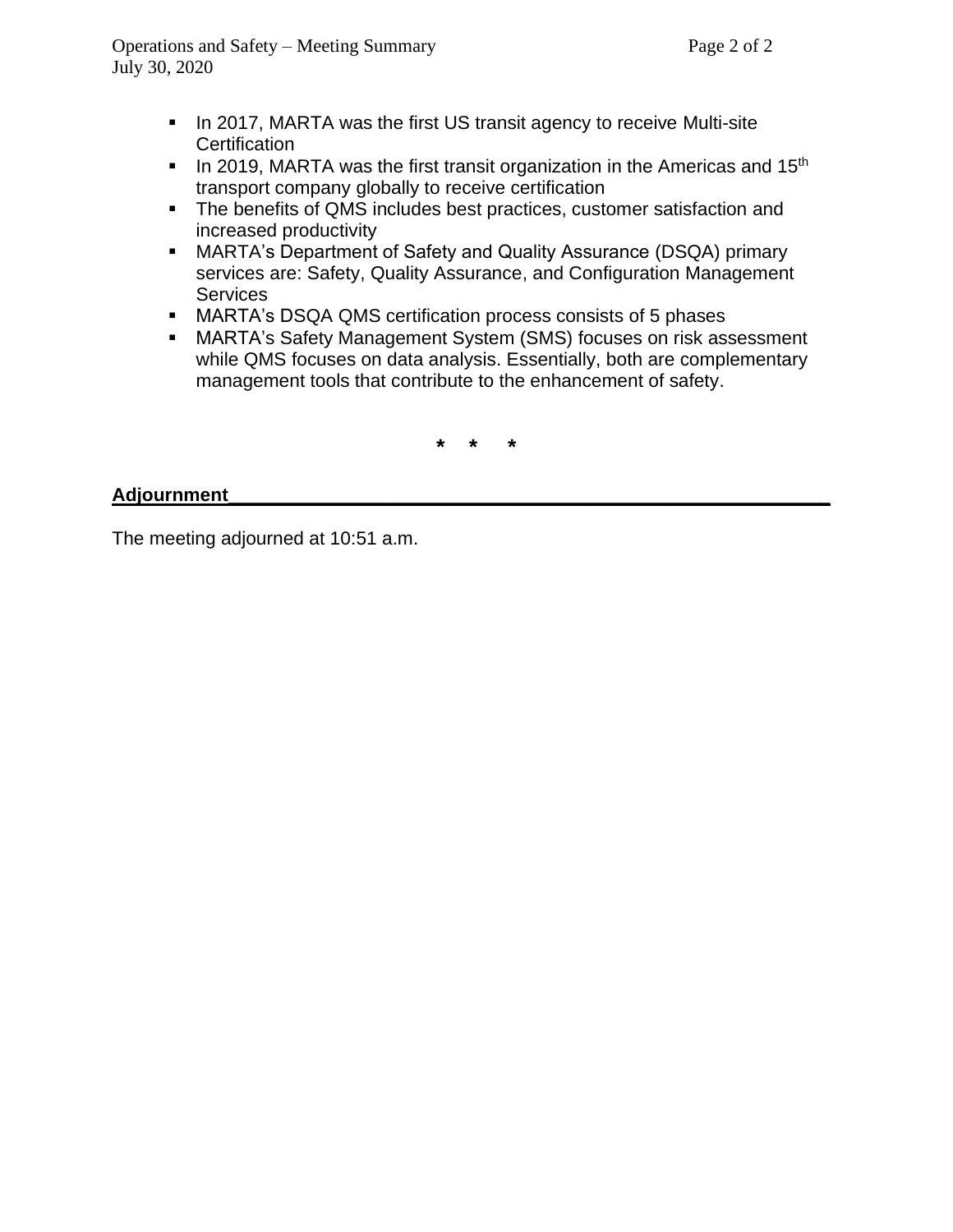- In 2017, MARTA was the first US transit agency to receive Multi-site Certification
- In 2019, MARTA was the first transit organization in the Americas and 15th transport company globally to receive certification
- The benefits of QMS includes best practices, customer satisfaction and increased productivity
- MARTA's Department of Safety and Quality Assurance (DSQA) primary services are: Safety, Quality Assurance, and Configuration Management Services
- MARTA's DSQA QMS certification process consists of 5 phases
- MARTA's Safety Management System (SMS) focuses on risk assessment while QMS focuses on data analysis. Essentially, both are complementary management tools that contribute to the enhancement of safety.

\* \* \*

**Adjournment**

The meeting adjourned at 10:51 a.m.